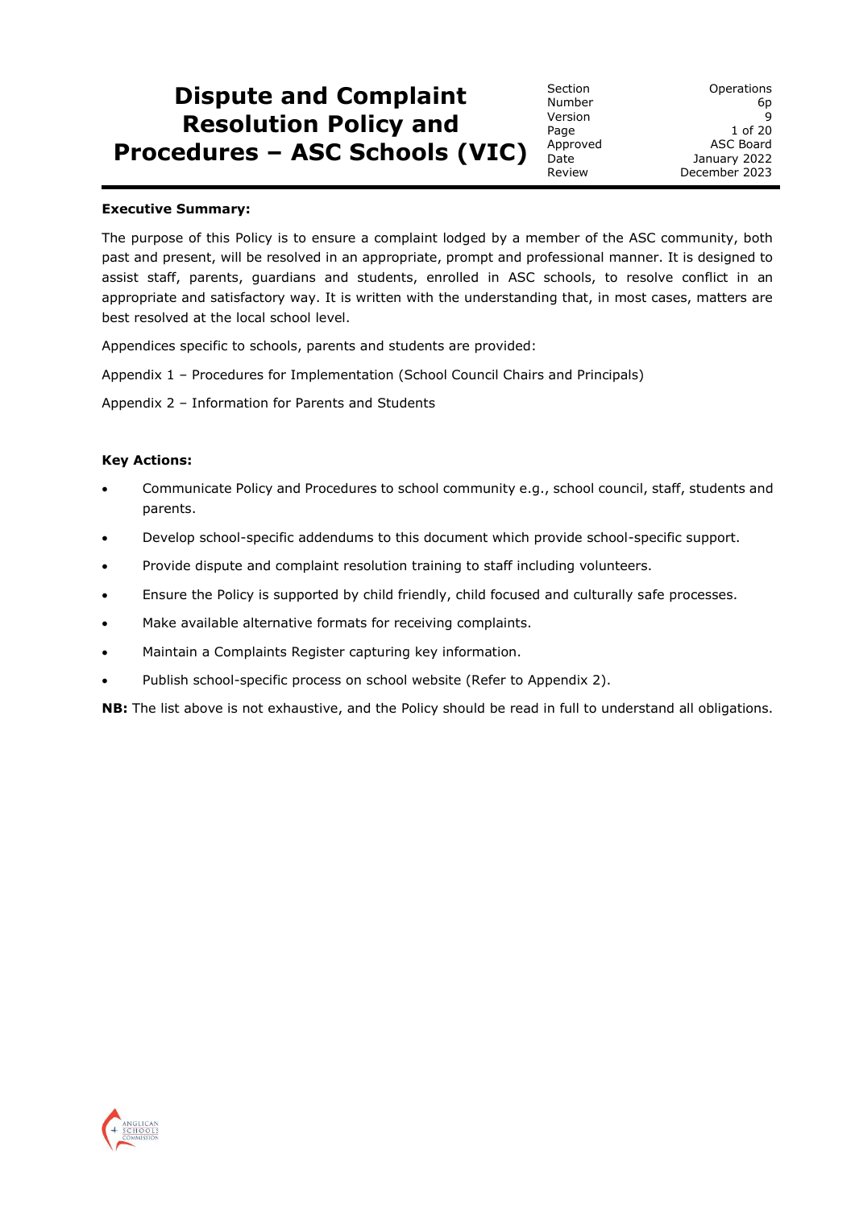# Dispute and Complaint Resolution Policy and Procedures – ASC Schools (VIC)

| | |
|---|---|
| Section | Operations |
| Number | 6p |
| Version | 9 |
| Page | 1 of 20 |
| Approved | ASC Board |
| Date | January 2022 |
| Review | December 2023 |

**Executive Summary:**

The purpose of this Policy is to ensure a complaint lodged by a member of the ASC community, both past and present, will be resolved in an appropriate, prompt and professional manner. It is designed to assist staff, parents, guardians and students, enrolled in ASC schools, to resolve conflict in an appropriate and satisfactory way. It is written with the understanding that, in most cases, matters are best resolved at the local school level.

Appendices specific to schools, parents and students are provided:

Appendix 1 – Procedures for Implementation (School Council Chairs and Principals)

Appendix 2 – Information for Parents and Students

**Key Actions:**

- Communicate Policy and Procedures to school community e.g., school council, staff, students and parents.
- Develop school-specific addendums to this document which provide school-specific support.
- Provide dispute and complaint resolution training to staff including volunteers.
- Ensure the Policy is supported by child friendly, child focused and culturally safe processes.
- Make available alternative formats for receiving complaints.
- Maintain a Complaints Register capturing key information.
- Publish school-specific process on school website (Refer to Appendix 2).

**NB:** The list above is not exhaustive, and the Policy should be read in full to understand all obligations.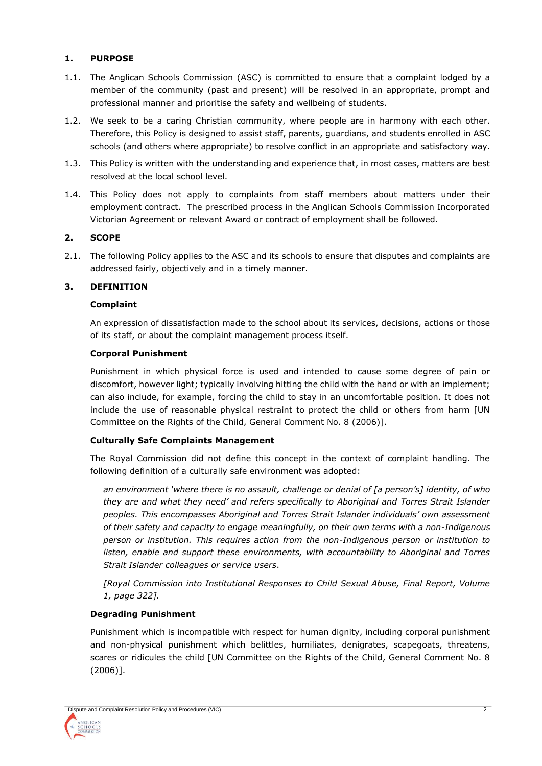## 1. PURPOSE

1.1. The Anglican Schools Commission (ASC) is committed to ensure that a complaint lodged by a member of the community (past and present) will be resolved in an appropriate, prompt and professional manner and prioritise the safety and wellbeing of students.

1.2. We seek to be a caring Christian community, where people are in harmony with each other. Therefore, this Policy is designed to assist staff, parents, guardians, and students enrolled in ASC schools (and others where appropriate) to resolve conflict in an appropriate and satisfactory way.

1.3. This Policy is written with the understanding and experience that, in most cases, matters are best resolved at the local school level.

1.4. This Policy does not apply to complaints from staff members about matters under their employment contract. The prescribed process in the Anglican Schools Commission Incorporated Victorian Agreement or relevant Award or contract of employment shall be followed.

## 2. SCOPE

2.1. The following Policy applies to the ASC and its schools to ensure that disputes and complaints are addressed fairly, objectively and in a timely manner.

## 3. DEFINITION

**Complaint**

An expression of dissatisfaction made to the school about its services, decisions, actions or those of its staff, or about the complaint management process itself.

**Corporal Punishment**

Punishment in which physical force is used and intended to cause some degree of pain or discomfort, however light; typically involving hitting the child with the hand or with an implement; can also include, for example, forcing the child to stay in an uncomfortable position. It does not include the use of reasonable physical restraint to protect the child or others from harm [UN Committee on the Rights of the Child, General Comment No. 8 (2006)].

**Culturally Safe Complaints Management**

The Royal Commission did not define this concept in the context of complaint handling. The following definition of a culturally safe environment was adopted:

> *an environment 'where there is no assault, challenge or denial of [a person's] identity, of who they are and what they need' and refers specifically to Aboriginal and Torres Strait Islander peoples. This encompasses Aboriginal and Torres Strait Islander individuals' own assessment of their safety and capacity to engage meaningfully, on their own terms with a non-Indigenous person or institution. This requires action from the non-Indigenous person or institution to listen, enable and support these environments, with accountability to Aboriginal and Torres Strait Islander colleagues or service users.*
>
> *[Royal Commission into Institutional Responses to Child Sexual Abuse, Final Report, Volume 1, page 322].*

**Degrading Punishment**

Punishment which is incompatible with respect for human dignity, including corporal punishment and non-physical punishment which belittles, humiliates, denigrates, scapegoats, threatens, scares or ridicules the child [UN Committee on the Rights of the Child, General Comment No. 8 (2006)].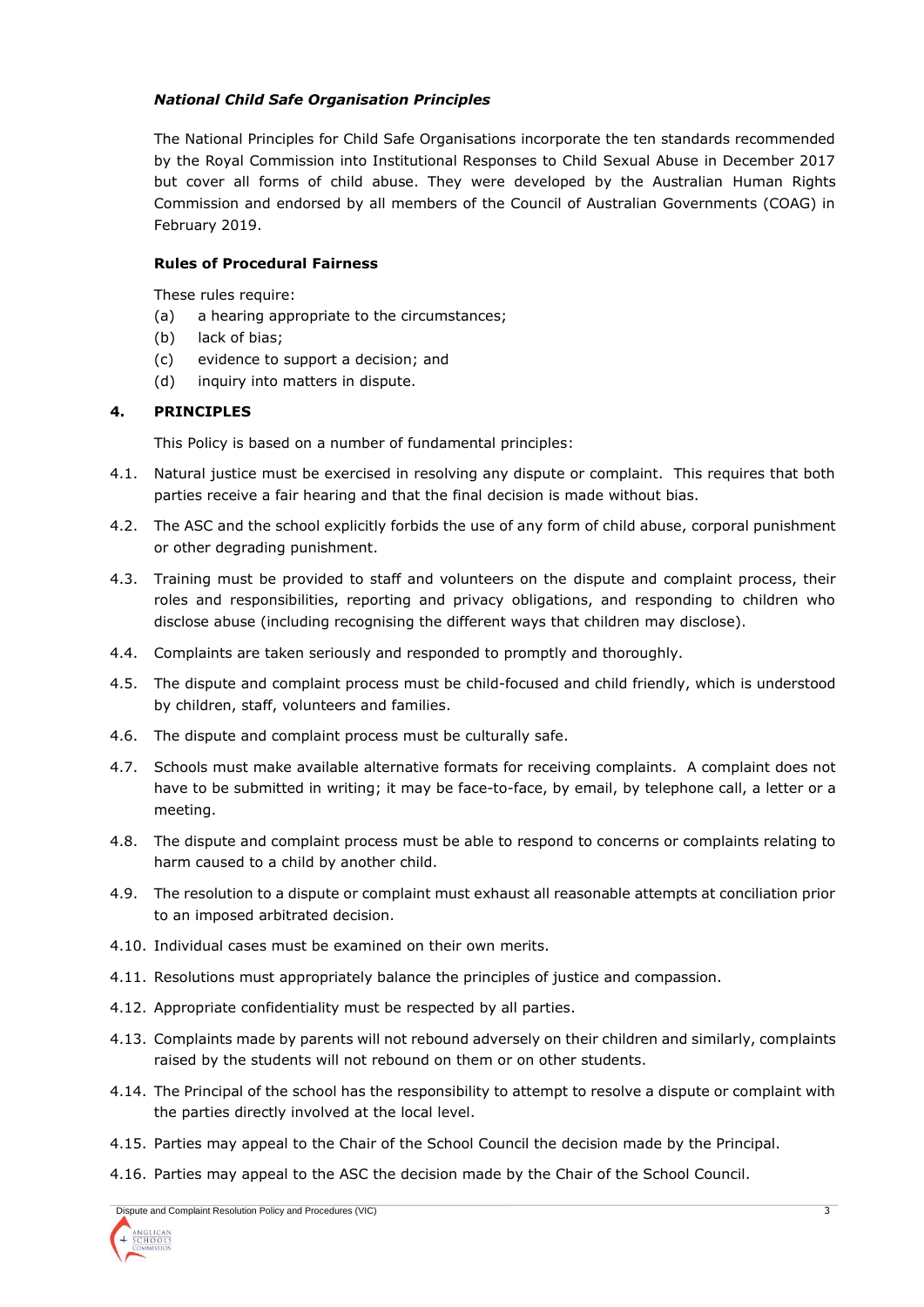***National Child Safe Organisation Principles***

The National Principles for Child Safe Organisations incorporate the ten standards recommended by the Royal Commission into Institutional Responses to Child Sexual Abuse in December 2017 but cover all forms of child abuse. They were developed by the Australian Human Rights Commission and endorsed by all members of the Council of Australian Governments (COAG) in February 2019.

**Rules of Procedural Fairness**

These rules require:

(a) a hearing appropriate to the circumstances;

(b) lack of bias;

(c) evidence to support a decision; and

(d) inquiry into matters in dispute.

## 4. PRINCIPLES

This Policy is based on a number of fundamental principles:

4.1. Natural justice must be exercised in resolving any dispute or complaint. This requires that both parties receive a fair hearing and that the final decision is made without bias.

4.2. The ASC and the school explicitly forbids the use of any form of child abuse, corporal punishment or other degrading punishment.

4.3. Training must be provided to staff and volunteers on the dispute and complaint process, their roles and responsibilities, reporting and privacy obligations, and responding to children who disclose abuse (including recognising the different ways that children may disclose).

4.4. Complaints are taken seriously and responded to promptly and thoroughly.

4.5. The dispute and complaint process must be child-focused and child friendly, which is understood by children, staff, volunteers and families.

4.6. The dispute and complaint process must be culturally safe.

4.7. Schools must make available alternative formats for receiving complaints. A complaint does not have to be submitted in writing; it may be face-to-face, by email, by telephone call, a letter or a meeting.

4.8. The dispute and complaint process must be able to respond to concerns or complaints relating to harm caused to a child by another child.

4.9. The resolution to a dispute or complaint must exhaust all reasonable attempts at conciliation prior to an imposed arbitrated decision.

4.10. Individual cases must be examined on their own merits.

4.11. Resolutions must appropriately balance the principles of justice and compassion.

4.12. Appropriate confidentiality must be respected by all parties.

4.13. Complaints made by parents will not rebound adversely on their children and similarly, complaints raised by the students will not rebound on them or on other students.

4.14. The Principal of the school has the responsibility to attempt to resolve a dispute or complaint with the parties directly involved at the local level.

4.15. Parties may appeal to the Chair of the School Council the decision made by the Principal.

4.16. Parties may appeal to the ASC the decision made by the Chair of the School Council.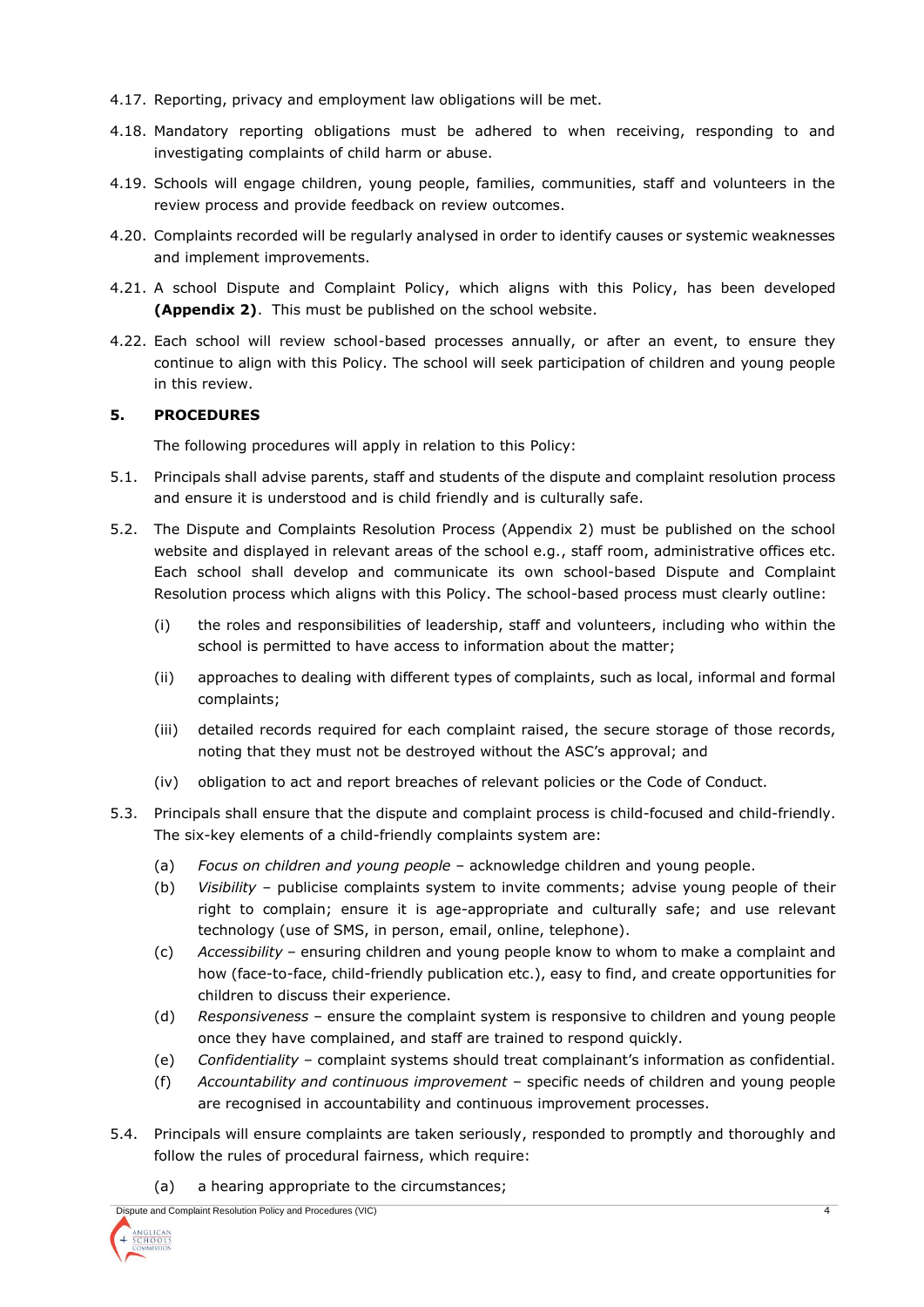4.17. Reporting, privacy and employment law obligations will be met.

4.18. Mandatory reporting obligations must be adhered to when receiving, responding to and investigating complaints of child harm or abuse.

4.19. Schools will engage children, young people, families, communities, staff and volunteers in the review process and provide feedback on review outcomes.

4.20. Complaints recorded will be regularly analysed in order to identify causes or systemic weaknesses and implement improvements.

4.21. A school Dispute and Complaint Policy, which aligns with this Policy, has been developed **(Appendix 2)**. This must be published on the school website.

4.22. Each school will review school-based processes annually, or after an event, to ensure they continue to align with this Policy. The school will seek participation of children and young people in this review.

## 5. PROCEDURES

The following procedures will apply in relation to this Policy:

5.1. Principals shall advise parents, staff and students of the dispute and complaint resolution process and ensure it is understood and is child friendly and is culturally safe.

5.2. The Dispute and Complaints Resolution Process (Appendix 2) must be published on the school website and displayed in relevant areas of the school e.g., staff room, administrative offices etc. Each school shall develop and communicate its own school-based Dispute and Complaint Resolution process which aligns with this Policy. The school-based process must clearly outline:

(i) the roles and responsibilities of leadership, staff and volunteers, including who within the school is permitted to have access to information about the matter;

(ii) approaches to dealing with different types of complaints, such as local, informal and formal complaints;

(iii) detailed records required for each complaint raised, the secure storage of those records, noting that they must not be destroyed without the ASC's approval; and

(iv) obligation to act and report breaches of relevant policies or the Code of Conduct.

5.3. Principals shall ensure that the dispute and complaint process is child-focused and child-friendly. The six-key elements of a child-friendly complaints system are:

(a) *Focus on children and young people* – acknowledge children and young people.

(b) *Visibility* – publicise complaints system to invite comments; advise young people of their right to complain; ensure it is age-appropriate and culturally safe; and use relevant technology (use of SMS, in person, email, online, telephone).

(c) *Accessibility* – ensuring children and young people know to whom to make a complaint and how (face-to-face, child-friendly publication etc.), easy to find, and create opportunities for children to discuss their experience.

(d) *Responsiveness* – ensure the complaint system is responsive to children and young people once they have complained, and staff are trained to respond quickly.

(e) *Confidentiality* – complaint systems should treat complainant's information as confidential.

(f) *Accountability and continuous improvement* – specific needs of children and young people are recognised in accountability and continuous improvement processes.

5.4. Principals will ensure complaints are taken seriously, responded to promptly and thoroughly and follow the rules of procedural fairness, which require:

(a) a hearing appropriate to the circumstances;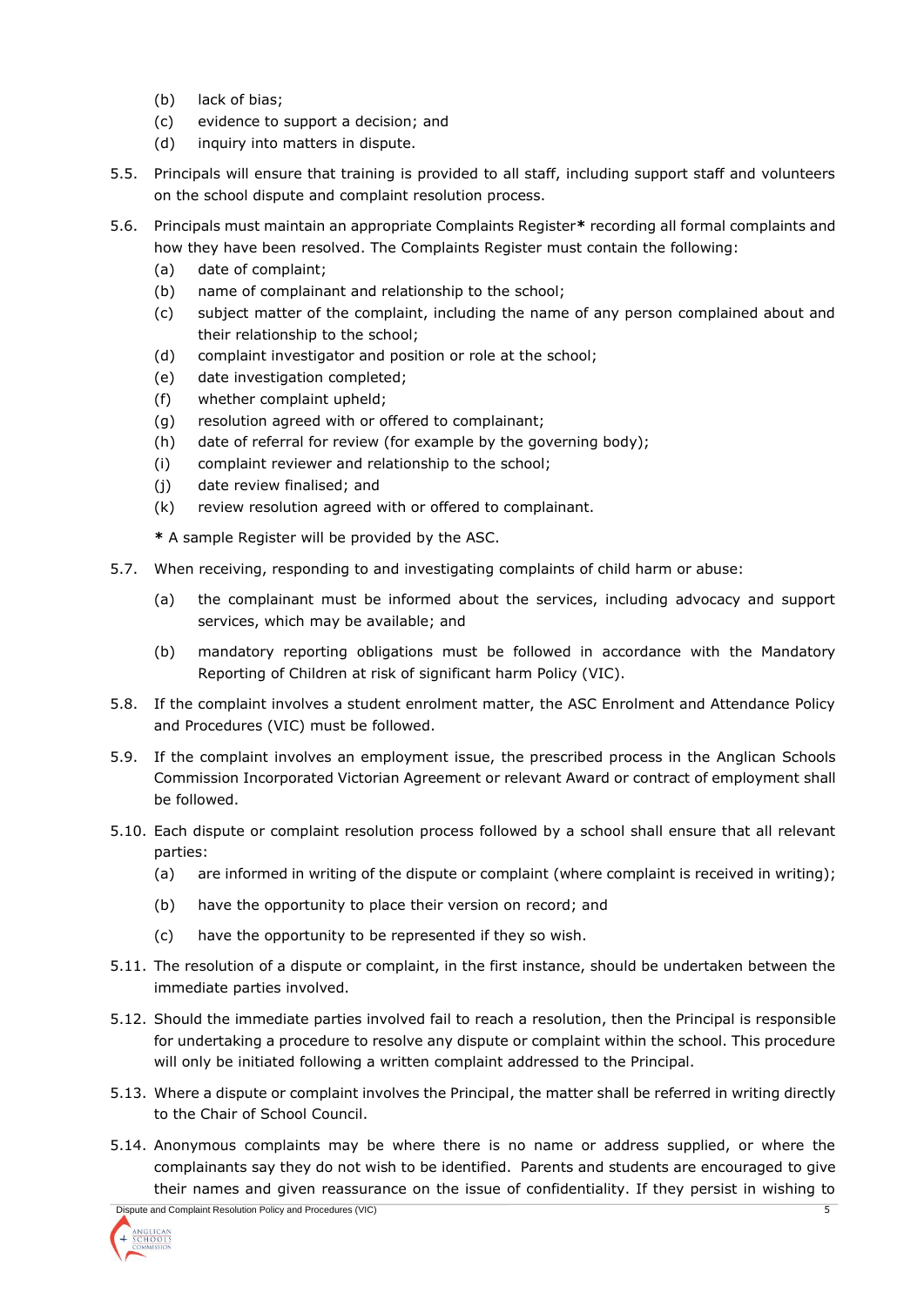(b) lack of bias;
(c) evidence to support a decision; and
(d) inquiry into matters in dispute.

5.5. Principals will ensure that training is provided to all staff, including support staff and volunteers on the school dispute and complaint resolution process.

5.6. Principals must maintain an appropriate Complaints Register**\*** recording all formal complaints and how they have been resolved. The Complaints Register must contain the following:

(a) date of complaint;
(b) name of complainant and relationship to the school;
(c) subject matter of the complaint, including the name of any person complained about and their relationship to the school;
(d) complaint investigator and position or role at the school;
(e) date investigation completed;
(f) whether complaint upheld;
(g) resolution agreed with or offered to complainant;
(h) date of referral for review (for example by the governing body);
(i) complaint reviewer and relationship to the school;
(j) date review finalised; and
(k) review resolution agreed with or offered to complainant.

**\*** A sample Register will be provided by the ASC.

5.7. When receiving, responding to and investigating complaints of child harm or abuse:

(a) the complainant must be informed about the services, including advocacy and support services, which may be available; and

(b) mandatory reporting obligations must be followed in accordance with the Mandatory Reporting of Children at risk of significant harm Policy (VIC).

5.8. If the complaint involves a student enrolment matter, the ASC Enrolment and Attendance Policy and Procedures (VIC) must be followed.

5.9. If the complaint involves an employment issue, the prescribed process in the Anglican Schools Commission Incorporated Victorian Agreement or relevant Award or contract of employment shall be followed.

5.10. Each dispute or complaint resolution process followed by a school shall ensure that all relevant parties:

(a) are informed in writing of the dispute or complaint (where complaint is received in writing);

(b) have the opportunity to place their version on record; and

(c) have the opportunity to be represented if they so wish.

5.11. The resolution of a dispute or complaint, in the first instance, should be undertaken between the immediate parties involved.

5.12. Should the immediate parties involved fail to reach a resolution, then the Principal is responsible for undertaking a procedure to resolve any dispute or complaint within the school. This procedure will only be initiated following a written complaint addressed to the Principal.

5.13. Where a dispute or complaint involves the Principal, the matter shall be referred in writing directly to the Chair of School Council.

5.14. Anonymous complaints may be where there is no name or address supplied, or where the complainants say they do not wish to be identified. Parents and students are encouraged to give their names and given reassurance on the issue of confidentiality. If they persist in wishing to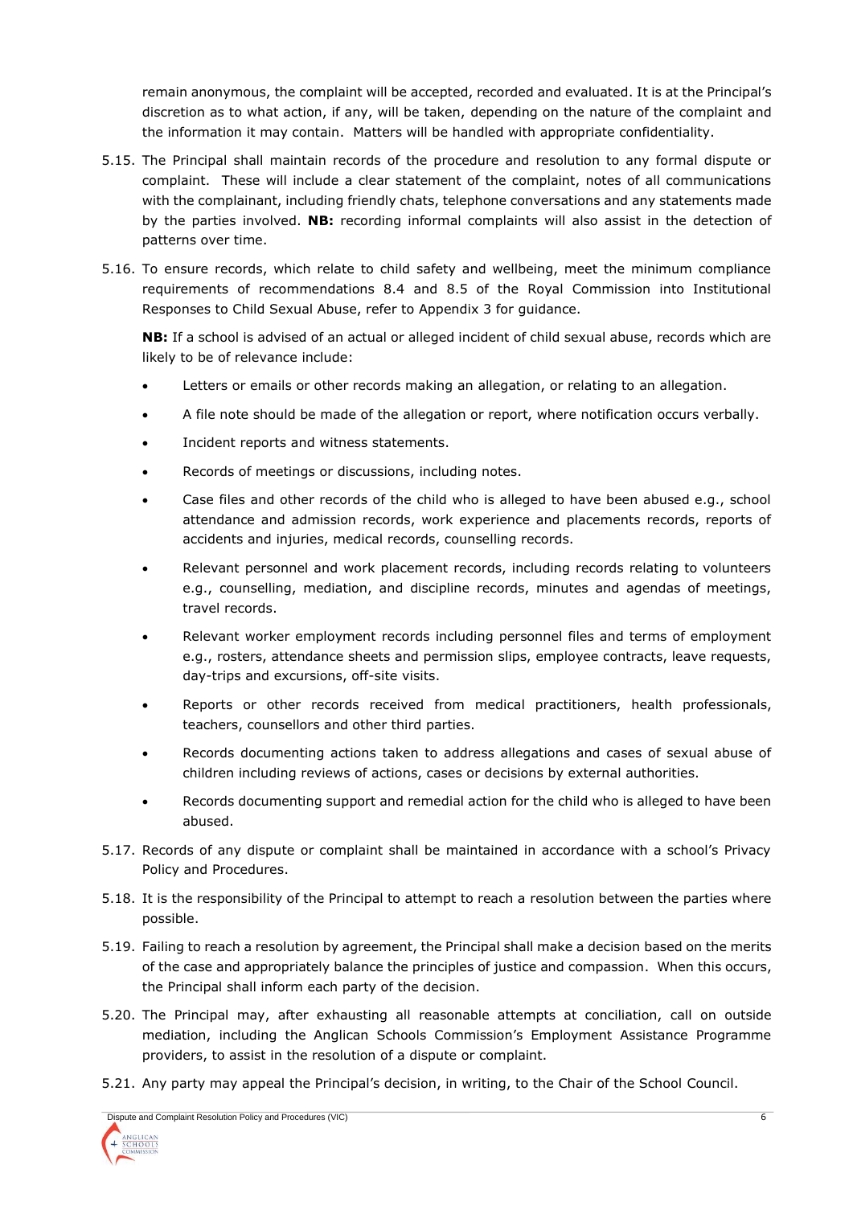remain anonymous, the complaint will be accepted, recorded and evaluated. It is at the Principal's discretion as to what action, if any, will be taken, depending on the nature of the complaint and the information it may contain. Matters will be handled with appropriate confidentiality.

5.15. The Principal shall maintain records of the procedure and resolution to any formal dispute or complaint. These will include a clear statement of the complaint, notes of all communications with the complainant, including friendly chats, telephone conversations and any statements made by the parties involved. **NB:** recording informal complaints will also assist in the detection of patterns over time.

5.16. To ensure records, which relate to child safety and wellbeing, meet the minimum compliance requirements of recommendations 8.4 and 8.5 of the Royal Commission into Institutional Responses to Child Sexual Abuse, refer to Appendix 3 for guidance.

**NB:** If a school is advised of an actual or alleged incident of child sexual abuse, records which are likely to be of relevance include:

- Letters or emails or other records making an allegation, or relating to an allegation.
- A file note should be made of the allegation or report, where notification occurs verbally.
- Incident reports and witness statements.
- Records of meetings or discussions, including notes.
- Case files and other records of the child who is alleged to have been abused e.g., school attendance and admission records, work experience and placements records, reports of accidents and injuries, medical records, counselling records.
- Relevant personnel and work placement records, including records relating to volunteers e.g., counselling, mediation, and discipline records, minutes and agendas of meetings, travel records.
- Relevant worker employment records including personnel files and terms of employment e.g., rosters, attendance sheets and permission slips, employee contracts, leave requests, day-trips and excursions, off-site visits.
- Reports or other records received from medical practitioners, health professionals, teachers, counsellors and other third parties.
- Records documenting actions taken to address allegations and cases of sexual abuse of children including reviews of actions, cases or decisions by external authorities.
- Records documenting support and remedial action for the child who is alleged to have been abused.

5.17. Records of any dispute or complaint shall be maintained in accordance with a school's Privacy Policy and Procedures.

5.18. It is the responsibility of the Principal to attempt to reach a resolution between the parties where possible.

5.19. Failing to reach a resolution by agreement, the Principal shall make a decision based on the merits of the case and appropriately balance the principles of justice and compassion. When this occurs, the Principal shall inform each party of the decision.

5.20. The Principal may, after exhausting all reasonable attempts at conciliation, call on outside mediation, including the Anglican Schools Commission's Employment Assistance Programme providers, to assist in the resolution of a dispute or complaint.

5.21. Any party may appeal the Principal's decision, in writing, to the Chair of the School Council.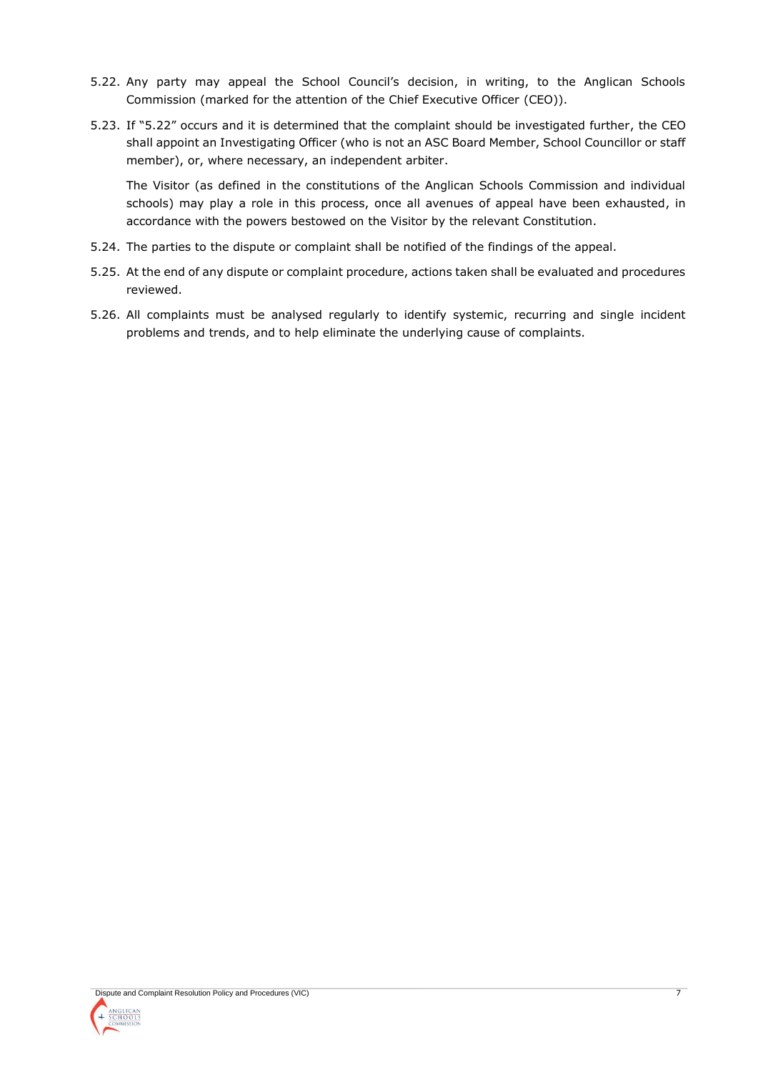5.22. Any party may appeal the School Council's decision, in writing, to the Anglican Schools Commission (marked for the attention of the Chief Executive Officer (CEO)).

5.23. If "5.22" occurs and it is determined that the complaint should be investigated further, the CEO shall appoint an Investigating Officer (who is not an ASC Board Member, School Councillor or staff member), or, where necessary, an independent arbiter.

The Visitor (as defined in the constitutions of the Anglican Schools Commission and individual schools) may play a role in this process, once all avenues of appeal have been exhausted, in accordance with the powers bestowed on the Visitor by the relevant Constitution.

5.24. The parties to the dispute or complaint shall be notified of the findings of the appeal.

5.25. At the end of any dispute or complaint procedure, actions taken shall be evaluated and procedures reviewed.

5.26. All complaints must be analysed regularly to identify systemic, recurring and single incident problems and trends, and to help eliminate the underlying cause of complaints.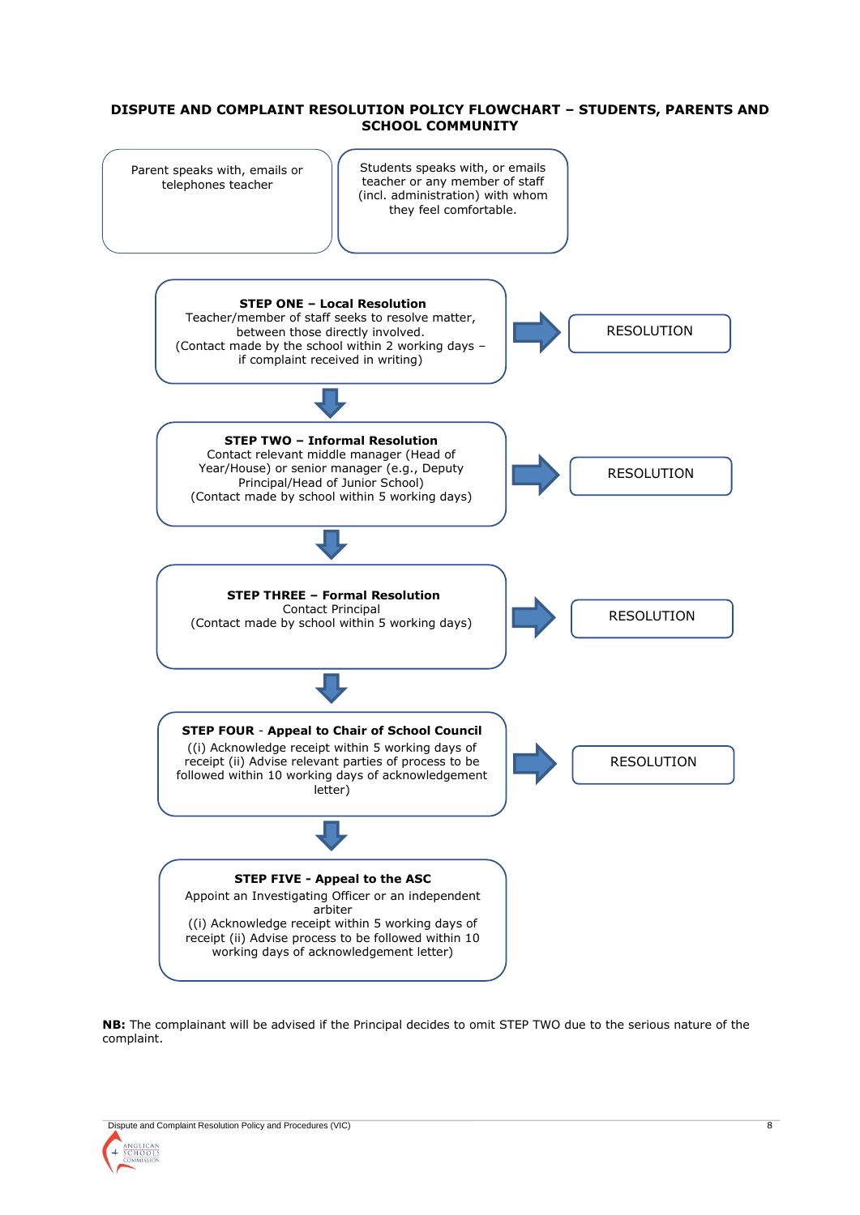# DISPUTE AND COMPLAINT RESOLUTION POLICY FLOWCHART – STUDENTS, PARENTS AND SCHOOL COMMUNITY

Parent speaks with, emails or telephones teacher

Students speaks with, or emails teacher or any member of staff (incl. administration) with whom they feel comfortable.

**STEP ONE – Local Resolution**
Teacher/member of staff seeks to resolve matter, between those directly involved.
(Contact made by the school within 2 working days – if complaint received in writing)

→ RESOLUTION

↓

**STEP TWO – Informal Resolution**
Contact relevant middle manager (Head of Year/House) or senior manager (e.g., Deputy Principal/Head of Junior School)
(Contact made by school within 5 working days)

→ RESOLUTION

↓

**STEP THREE – Formal Resolution**
Contact Principal
(Contact made by school within 5 working days)

→ RESOLUTION

↓

**STEP FOUR - Appeal to Chair of School Council**
((i) Acknowledge receipt within 5 working days of receipt (ii) Advise relevant parties of process to be followed within 10 working days of acknowledgement letter)

→ RESOLUTION

↓

**STEP FIVE - Appeal to the ASC**
Appoint an Investigating Officer or an independent arbiter
((i) Acknowledge receipt within 5 working days of receipt (ii) Advise process to be followed within 10 working days of acknowledgement letter)

**NB:** The complainant will be advised if the Principal decides to omit STEP TWO due to the serious nature of the complaint.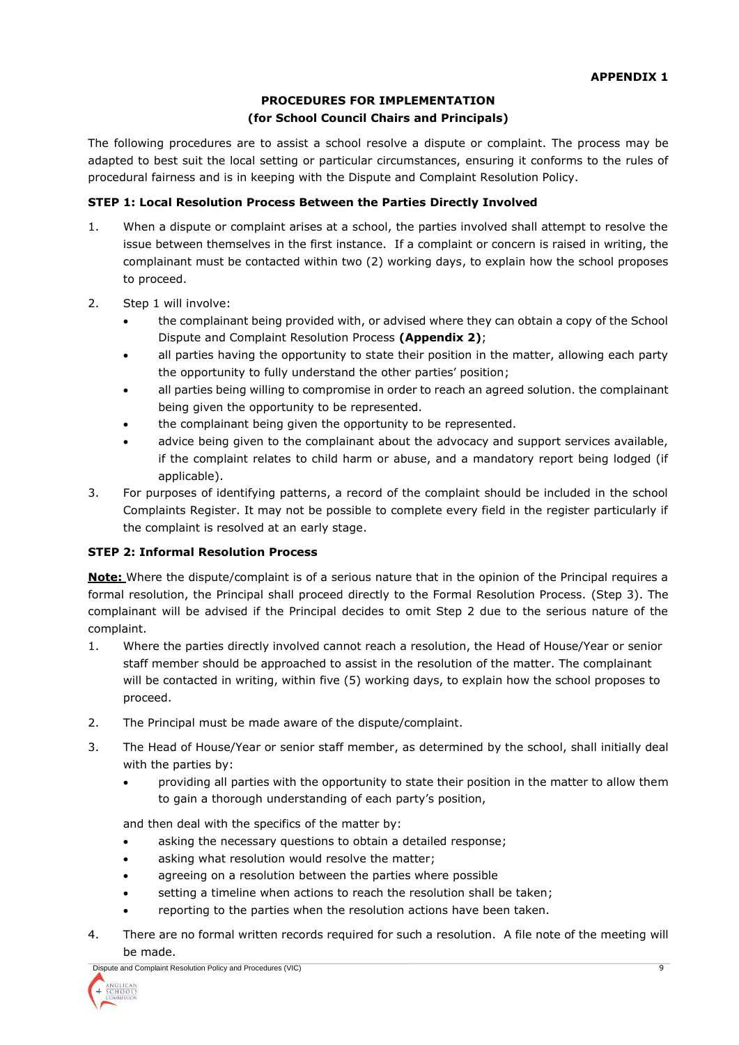**APPENDIX 1**

## PROCEDURES FOR IMPLEMENTATION
## (for School Council Chairs and Principals)

The following procedures are to assist a school resolve a dispute or complaint. The process may be adapted to best suit the local setting or particular circumstances, ensuring it conforms to the rules of procedural fairness and is in keeping with the Dispute and Complaint Resolution Policy.

### STEP 1: Local Resolution Process Between the Parties Directly Involved

1. When a dispute or complaint arises at a school, the parties involved shall attempt to resolve the issue between themselves in the first instance. If a complaint or concern is raised in writing, the complainant must be contacted within two (2) working days, to explain how the school proposes to proceed.
2. Step 1 will involve:
   - the complainant being provided with, or advised where they can obtain a copy of the School Dispute and Complaint Resolution Process **(Appendix 2)**;
   - all parties having the opportunity to state their position in the matter, allowing each party the opportunity to fully understand the other parties' position;
   - all parties being willing to compromise in order to reach an agreed solution. the complainant being given the opportunity to be represented.
   - the complainant being given the opportunity to be represented.
   - advice being given to the complainant about the advocacy and support services available, if the complaint relates to child harm or abuse, and a mandatory report being lodged (if applicable).
3. For purposes of identifying patterns, a record of the complaint should be included in the school Complaints Register. It may not be possible to complete every field in the register particularly if the complaint is resolved at an early stage.

### STEP 2: Informal Resolution Process

**Note:** Where the dispute/complaint is of a serious nature that in the opinion of the Principal requires a formal resolution, the Principal shall proceed directly to the Formal Resolution Process. (Step 3). The complainant will be advised if the Principal decides to omit Step 2 due to the serious nature of the complaint.

1. Where the parties directly involved cannot reach a resolution, the Head of House/Year or senior staff member should be approached to assist in the resolution of the matter. The complainant will be contacted in writing, within five (5) working days, to explain how the school proposes to proceed.
2. The Principal must be made aware of the dispute/complaint.
3. The Head of House/Year or senior staff member, as determined by the school, shall initially deal with the parties by:
   - providing all parties with the opportunity to state their position in the matter to allow them to gain a thorough understanding of each party's position,

   and then deal with the specifics of the matter by:
   - asking the necessary questions to obtain a detailed response;
   - asking what resolution would resolve the matter;
   - agreeing on a resolution between the parties where possible
   - setting a timeline when actions to reach the resolution shall be taken;
   - reporting to the parties when the resolution actions have been taken.
4. There are no formal written records required for such a resolution. A file note of the meeting will be made.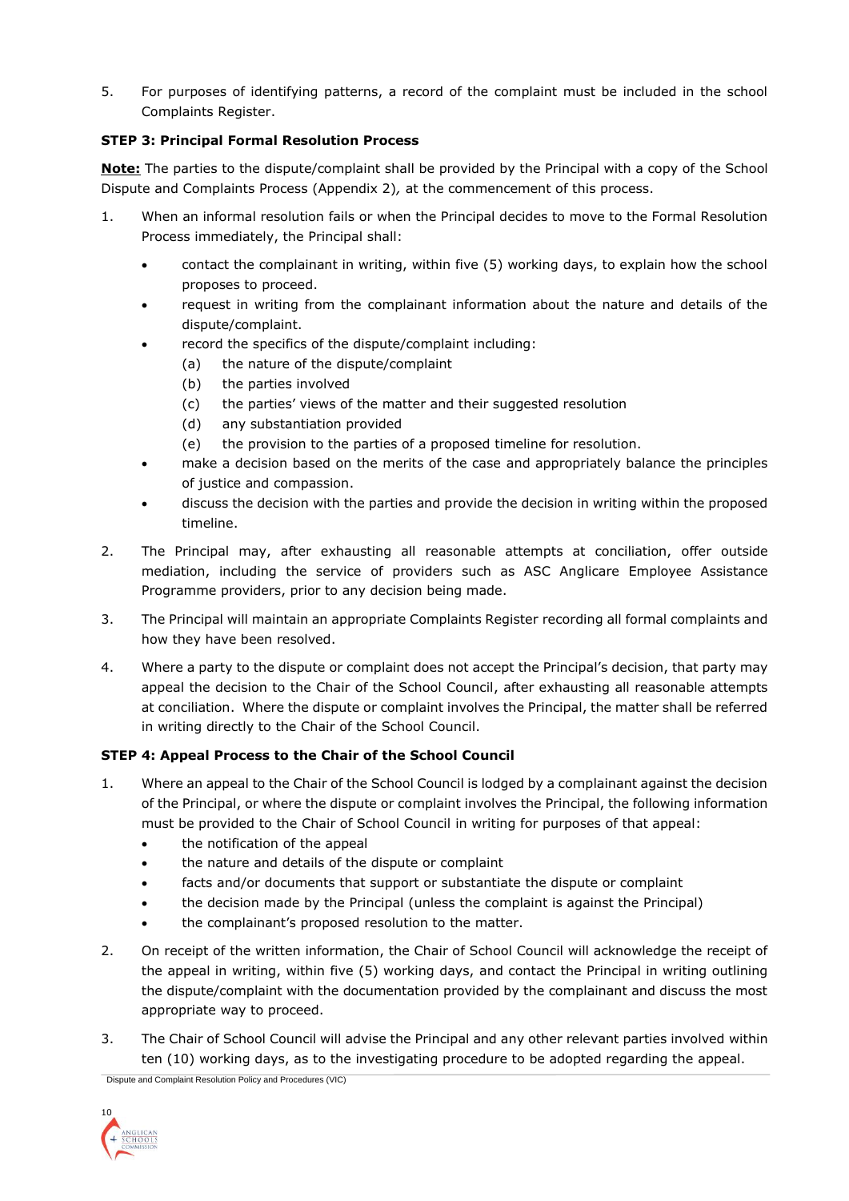5. For purposes of identifying patterns, a record of the complaint must be included in the school Complaints Register.

**STEP 3: Principal Formal Resolution Process**

**<u>Note:</u>** The parties to the dispute/complaint shall be provided by the Principal with a copy of the School Dispute and Complaints Process (Appendix 2)*,* at the commencement of this process.

1. When an informal resolution fails or when the Principal decides to move to the Formal Resolution Process immediately, the Principal shall:
   - contact the complainant in writing, within five (5) working days, to explain how the school proposes to proceed.
   - request in writing from the complainant information about the nature and details of the dispute/complaint.
   - record the specifics of the dispute/complaint including:
     - (a) the nature of the dispute/complaint
     - (b) the parties involved
     - (c) the parties' views of the matter and their suggested resolution
     - (d) any substantiation provided
     - (e) the provision to the parties of a proposed timeline for resolution.
   - make a decision based on the merits of the case and appropriately balance the principles of justice and compassion.
   - discuss the decision with the parties and provide the decision in writing within the proposed timeline.
2. The Principal may, after exhausting all reasonable attempts at conciliation, offer outside mediation, including the service of providers such as ASC Anglicare Employee Assistance Programme providers, prior to any decision being made.
3. The Principal will maintain an appropriate Complaints Register recording all formal complaints and how they have been resolved.
4. Where a party to the dispute or complaint does not accept the Principal's decision, that party may appeal the decision to the Chair of the School Council, after exhausting all reasonable attempts at conciliation. Where the dispute or complaint involves the Principal, the matter shall be referred in writing directly to the Chair of the School Council.

**STEP 4: Appeal Process to the Chair of the School Council**

1. Where an appeal to the Chair of the School Council is lodged by a complainant against the decision of the Principal, or where the dispute or complaint involves the Principal, the following information must be provided to the Chair of School Council in writing for purposes of that appeal:
   - the notification of the appeal
   - the nature and details of the dispute or complaint
   - facts and/or documents that support or substantiate the dispute or complaint
   - the decision made by the Principal (unless the complaint is against the Principal)
   - the complainant's proposed resolution to the matter.
2. On receipt of the written information, the Chair of School Council will acknowledge the receipt of the appeal in writing, within five (5) working days, and contact the Principal in writing outlining the dispute/complaint with the documentation provided by the complainant and discuss the most appropriate way to proceed.
3. The Chair of School Council will advise the Principal and any other relevant parties involved within ten (10) working days, as to the investigating procedure to be adopted regarding the appeal.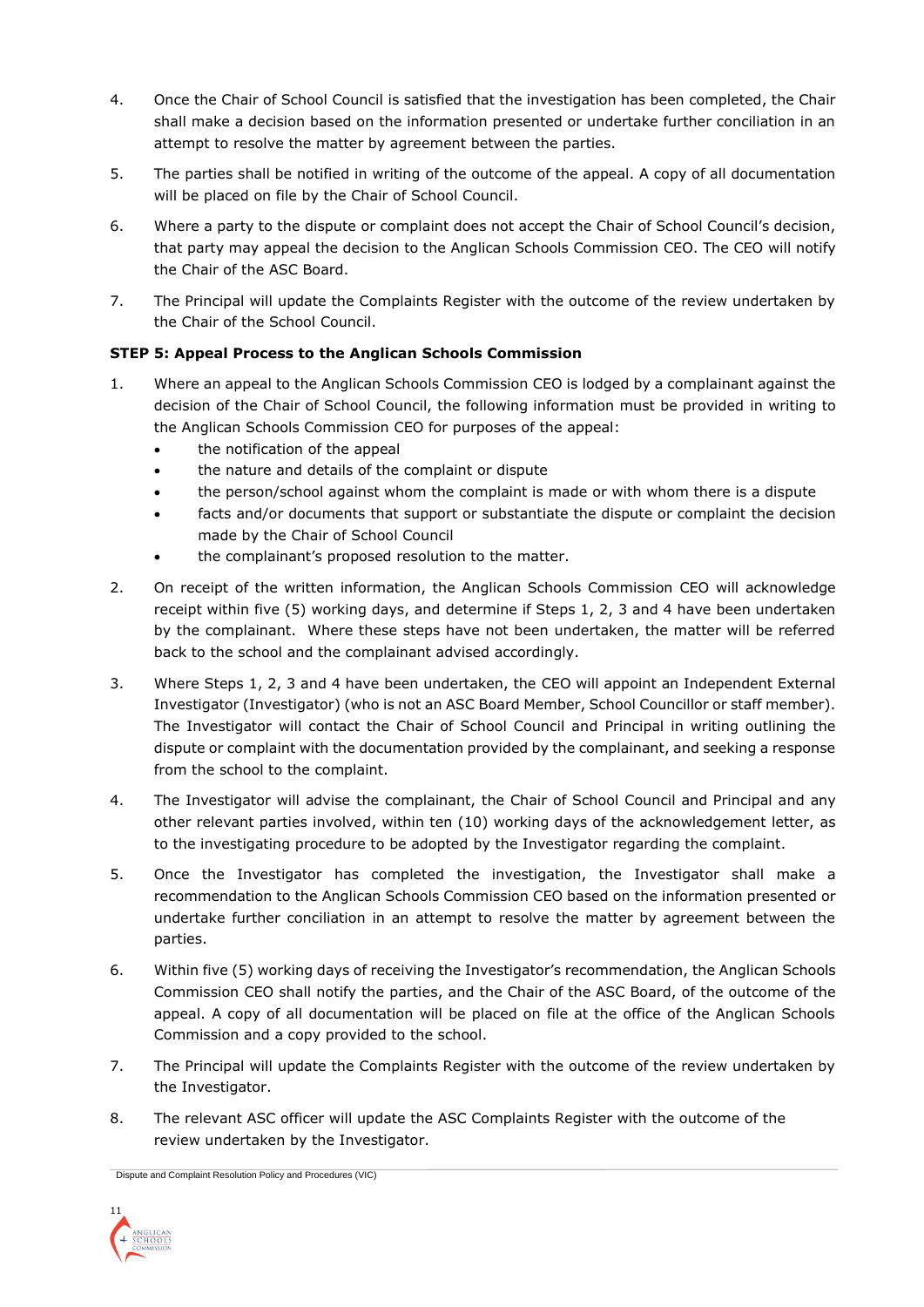4. Once the Chair of School Council is satisfied that the investigation has been completed, the Chair shall make a decision based on the information presented or undertake further conciliation in an attempt to resolve the matter by agreement between the parties.

5. The parties shall be notified in writing of the outcome of the appeal. A copy of all documentation will be placed on file by the Chair of School Council.

6. Where a party to the dispute or complaint does not accept the Chair of School Council's decision, that party may appeal the decision to the Anglican Schools Commission CEO. The CEO will notify the Chair of the ASC Board.

7. The Principal will update the Complaints Register with the outcome of the review undertaken by the Chair of the School Council.

**STEP 5: Appeal Process to the Anglican Schools Commission**

1. Where an appeal to the Anglican Schools Commission CEO is lodged by a complainant against the decision of the Chair of School Council, the following information must be provided in writing to the Anglican Schools Commission CEO for purposes of the appeal:
   - the notification of the appeal
   - the nature and details of the complaint or dispute
   - the person/school against whom the complaint is made or with whom there is a dispute
   - facts and/or documents that support or substantiate the dispute or complaint the decision made by the Chair of School Council
   - the complainant's proposed resolution to the matter.

2. On receipt of the written information, the Anglican Schools Commission CEO will acknowledge receipt within five (5) working days, and determine if Steps 1, 2, 3 and 4 have been undertaken by the complainant. Where these steps have not been undertaken, the matter will be referred back to the school and the complainant advised accordingly.

3. Where Steps 1, 2, 3 and 4 have been undertaken, the CEO will appoint an Independent External Investigator (Investigator) (who is not an ASC Board Member, School Councillor or staff member). The Investigator will contact the Chair of School Council and Principal in writing outlining the dispute or complaint with the documentation provided by the complainant, and seeking a response from the school to the complaint.

4. The Investigator will advise the complainant, the Chair of School Council and Principal and any other relevant parties involved, within ten (10) working days of the acknowledgement letter, as to the investigating procedure to be adopted by the Investigator regarding the complaint.

5. Once the Investigator has completed the investigation, the Investigator shall make a recommendation to the Anglican Schools Commission CEO based on the information presented or undertake further conciliation in an attempt to resolve the matter by agreement between the parties.

6. Within five (5) working days of receiving the Investigator's recommendation, the Anglican Schools Commission CEO shall notify the parties, and the Chair of the ASC Board, of the outcome of the appeal. A copy of all documentation will be placed on file at the office of the Anglican Schools Commission and a copy provided to the school.

7. The Principal will update the Complaints Register with the outcome of the review undertaken by the Investigator.

8. The relevant ASC officer will update the ASC Complaints Register with the outcome of the review undertaken by the Investigator.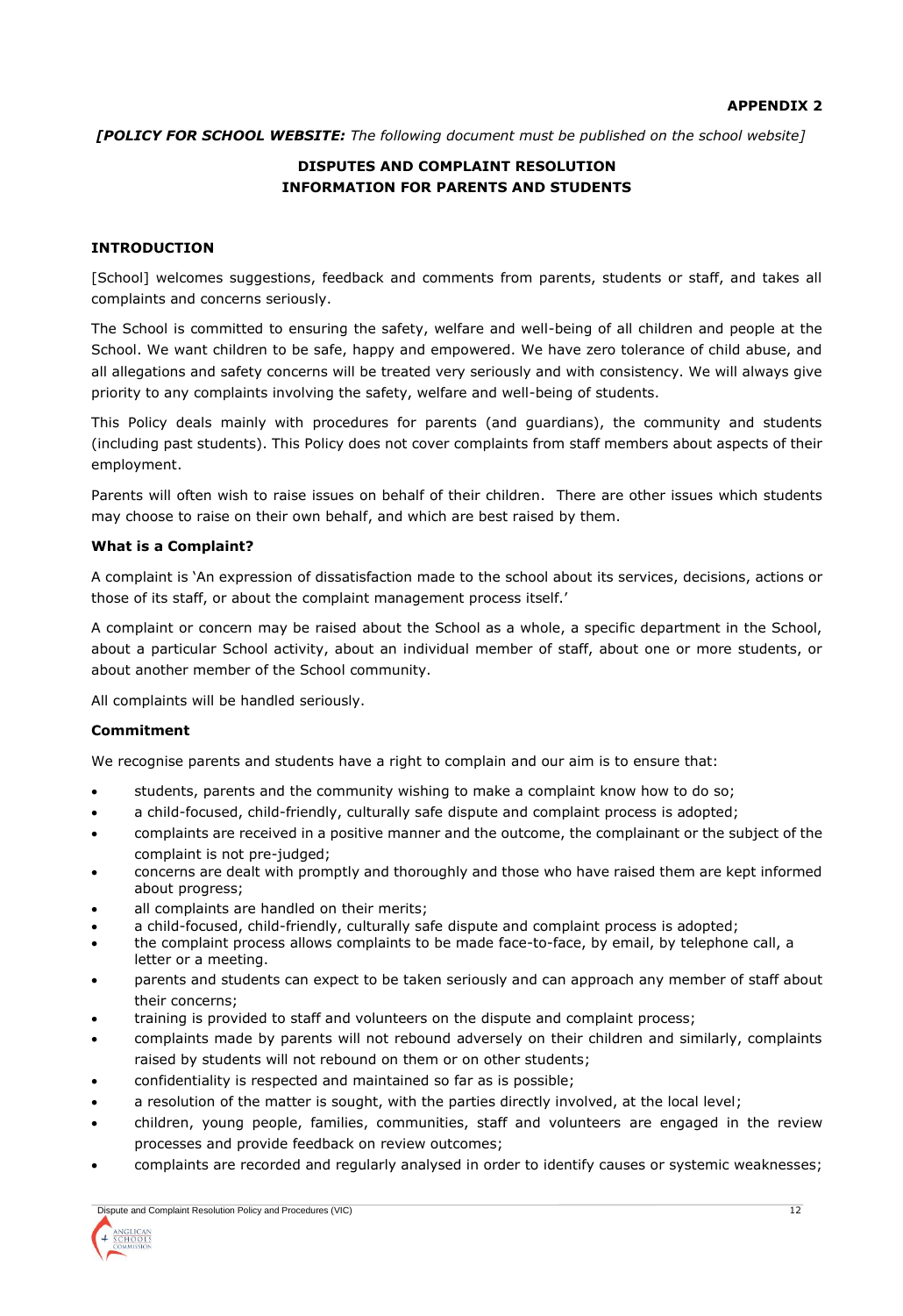**APPENDIX 2**

***[POLICY FOR SCHOOL WEBSITE:** The following document must be published on the school website]*

## DISPUTES AND COMPLAINT RESOLUTION INFORMATION FOR PARENTS AND STUDENTS

### INTRODUCTION

[School] welcomes suggestions, feedback and comments from parents, students or staff, and takes all complaints and concerns seriously.

The School is committed to ensuring the safety, welfare and well-being of all children and people at the School. We want children to be safe, happy and empowered. We have zero tolerance of child abuse, and all allegations and safety concerns will be treated very seriously and with consistency. We will always give priority to any complaints involving the safety, welfare and well-being of students.

This Policy deals mainly with procedures for parents (and guardians), the community and students (including past students). This Policy does not cover complaints from staff members about aspects of their employment.

Parents will often wish to raise issues on behalf of their children. There are other issues which students may choose to raise on their own behalf, and which are best raised by them.

#### What is a Complaint?

A complaint is 'An expression of dissatisfaction made to the school about its services, decisions, actions or those of its staff, or about the complaint management process itself.'

A complaint or concern may be raised about the School as a whole, a specific department in the School, about a particular School activity, about an individual member of staff, about one or more students, or about another member of the School community.

All complaints will be handled seriously.

#### Commitment

We recognise parents and students have a right to complain and our aim is to ensure that:

- students, parents and the community wishing to make a complaint know how to do so;
- a child-focused, child-friendly, culturally safe dispute and complaint process is adopted;
- complaints are received in a positive manner and the outcome, the complainant or the subject of the complaint is not pre-judged;
- concerns are dealt with promptly and thoroughly and those who have raised them are kept informed about progress;
- all complaints are handled on their merits;
- a child-focused, child-friendly, culturally safe dispute and complaint process is adopted;
- the complaint process allows complaints to be made face-to-face, by email, by telephone call, a letter or a meeting.
- parents and students can expect to be taken seriously and can approach any member of staff about their concerns;
- training is provided to staff and volunteers on the dispute and complaint process;
- complaints made by parents will not rebound adversely on their children and similarly, complaints raised by students will not rebound on them or on other students;
- confidentiality is respected and maintained so far as is possible;
- a resolution of the matter is sought, with the parties directly involved, at the local level;
- children, young people, families, communities, staff and volunteers are engaged in the review processes and provide feedback on review outcomes;
- complaints are recorded and regularly analysed in order to identify causes or systemic weaknesses;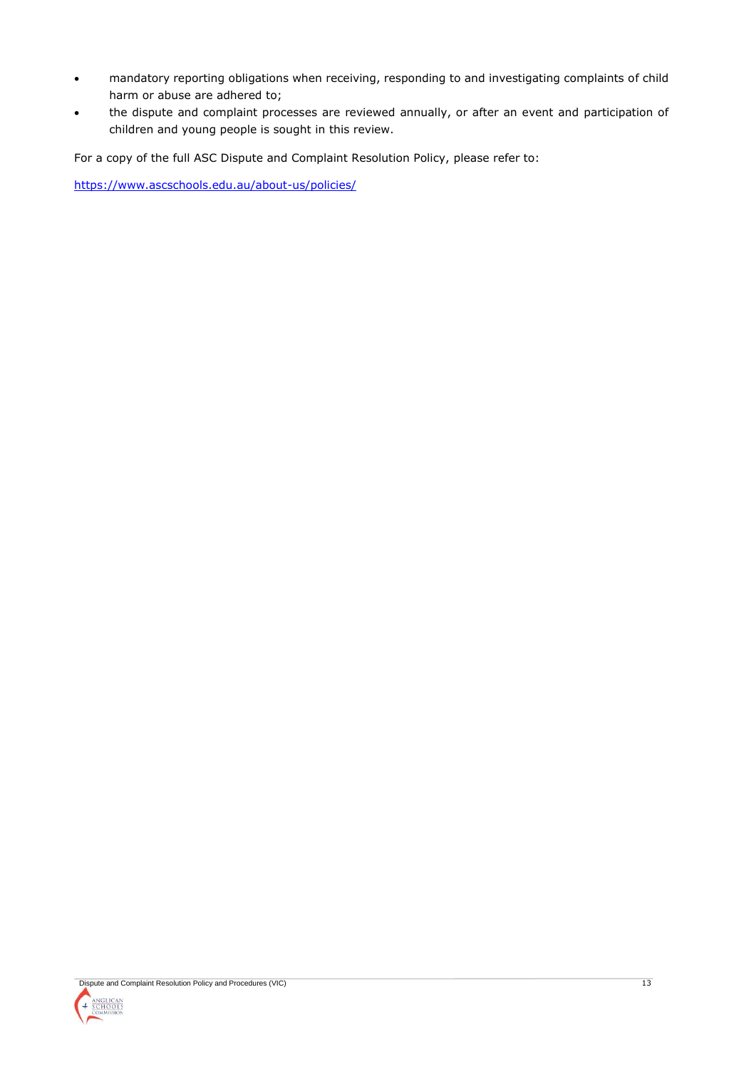- mandatory reporting obligations when receiving, responding to and investigating complaints of child harm or abuse are adhered to;
- the dispute and complaint processes are reviewed annually, or after an event and participation of children and young people is sought in this review.

For a copy of the full ASC Dispute and Complaint Resolution Policy, please refer to:

https://www.ascschools.edu.au/about-us/policies/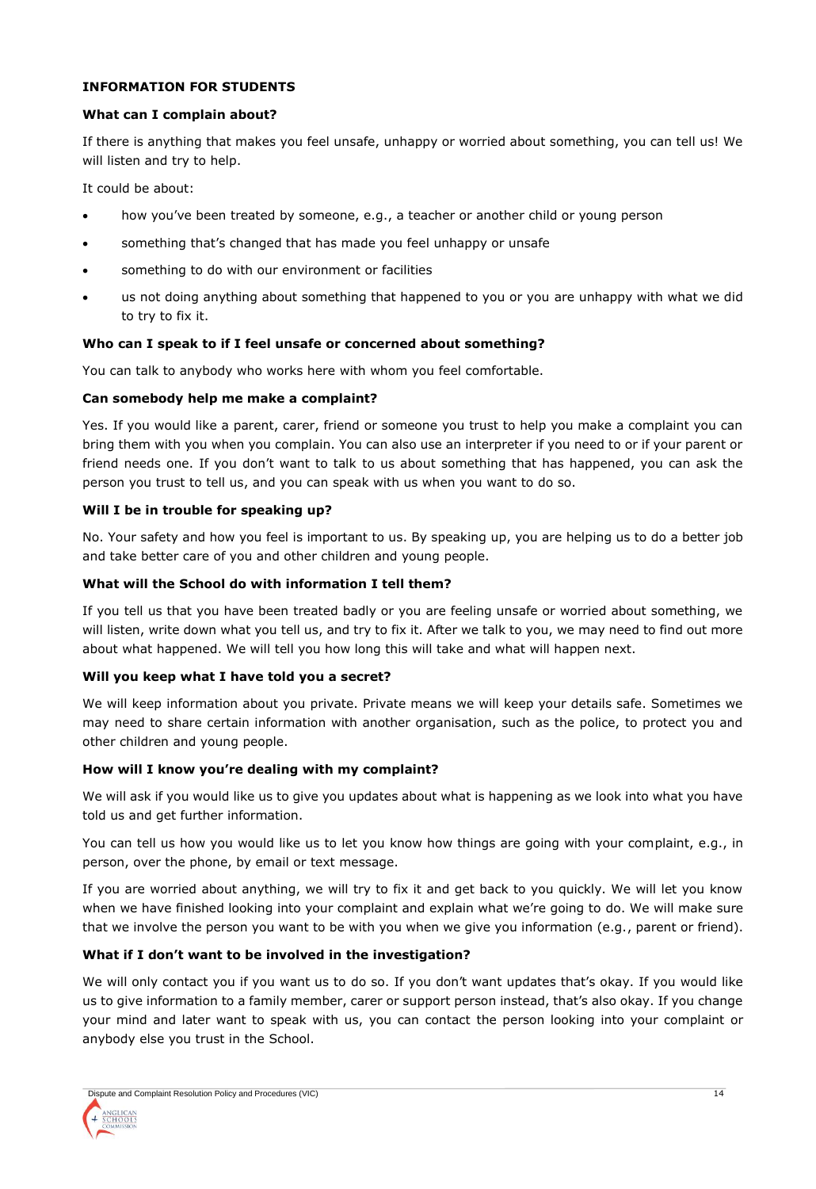**INFORMATION FOR STUDENTS**

**What can I complain about?**

If there is anything that makes you feel unsafe, unhappy or worried about something, you can tell us! We will listen and try to help.

It could be about:

- how you've been treated by someone, e.g., a teacher or another child or young person
- something that's changed that has made you feel unhappy or unsafe
- something to do with our environment or facilities
- us not doing anything about something that happened to you or you are unhappy with what we did to try to fix it.

**Who can I speak to if I feel unsafe or concerned about something?**

You can talk to anybody who works here with whom you feel comfortable.

**Can somebody help me make a complaint?**

Yes. If you would like a parent, carer, friend or someone you trust to help you make a complaint you can bring them with you when you complain. You can also use an interpreter if you need to or if your parent or friend needs one. If you don't want to talk to us about something that has happened, you can ask the person you trust to tell us, and you can speak with us when you want to do so.

**Will I be in trouble for speaking up?**

No. Your safety and how you feel is important to us. By speaking up, you are helping us to do a better job and take better care of you and other children and young people.

**What will the School do with information I tell them?**

If you tell us that you have been treated badly or you are feeling unsafe or worried about something, we will listen, write down what you tell us, and try to fix it. After we talk to you, we may need to find out more about what happened. We will tell you how long this will take and what will happen next.

**Will you keep what I have told you a secret?**

We will keep information about you private. Private means we will keep your details safe. Sometimes we may need to share certain information with another organisation, such as the police, to protect you and other children and young people.

**How will I know you're dealing with my complaint?**

We will ask if you would like us to give you updates about what is happening as we look into what you have told us and get further information.

You can tell us how you would like us to let you know how things are going with your complaint, e.g., in person, over the phone, by email or text message.

If you are worried about anything, we will try to fix it and get back to you quickly. We will let you know when we have finished looking into your complaint and explain what we're going to do. We will make sure that we involve the person you want to be with you when we give you information (e.g., parent or friend).

**What if I don't want to be involved in the investigation?**

We will only contact you if you want us to do so. If you don't want updates that's okay. If you would like us to give information to a family member, carer or support person instead, that's also okay. If you change your mind and later want to speak with us, you can contact the person looking into your complaint or anybody else you trust in the School.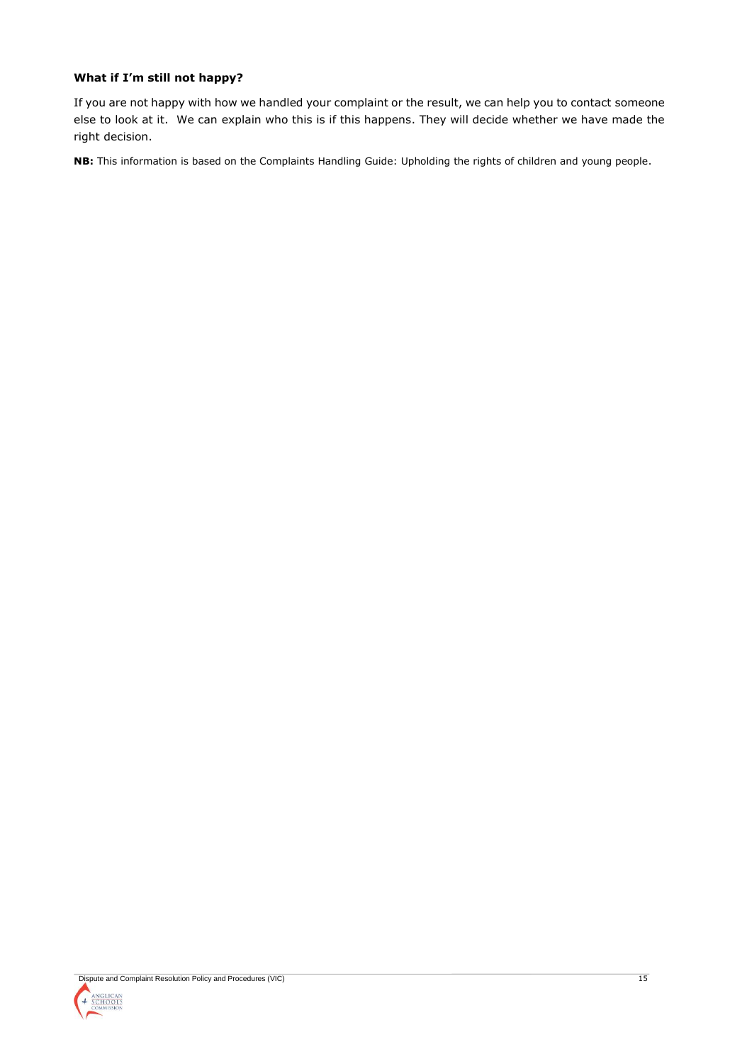**What if I'm still not happy?**

If you are not happy with how we handled your complaint or the result, we can help you to contact someone else to look at it. We can explain who this is if this happens. They will decide whether we have made the right decision.

**NB:** This information is based on the Complaints Handling Guide: Upholding the rights of children and young people.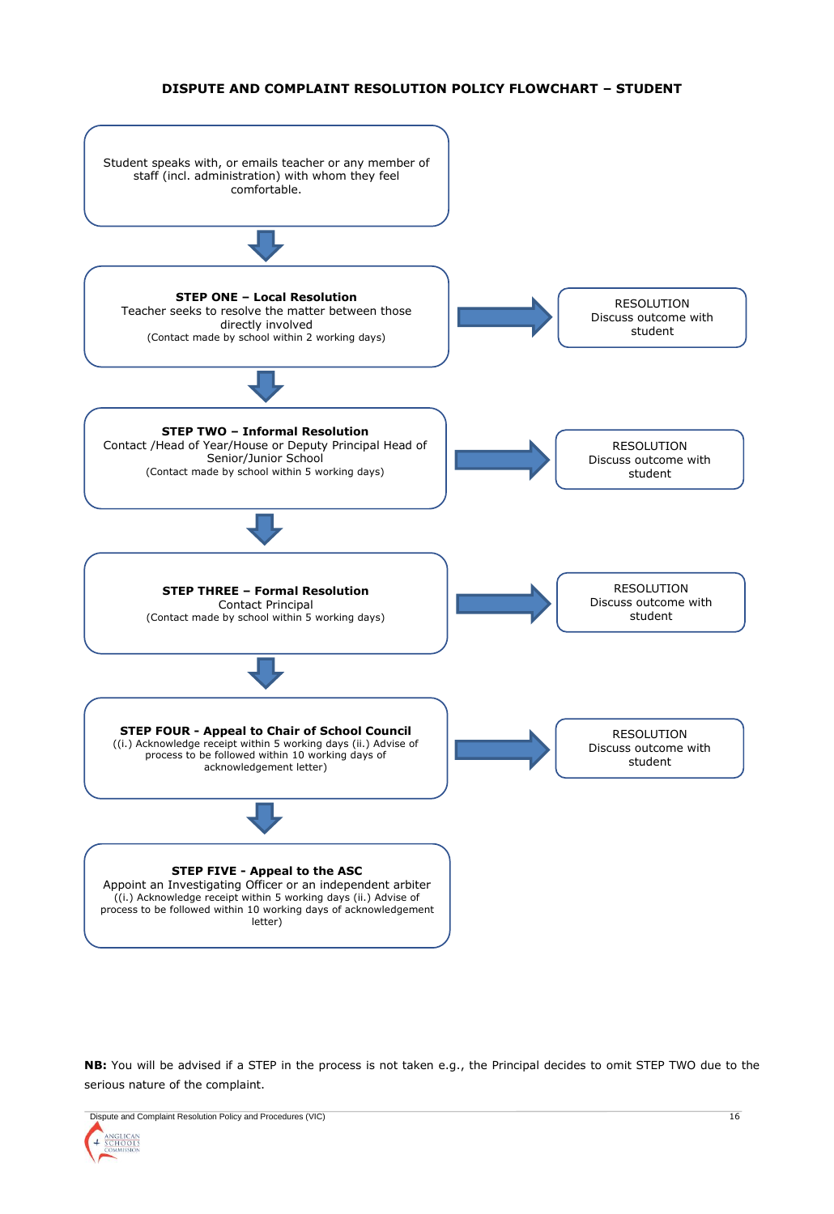## DISPUTE AND COMPLAINT RESOLUTION POLICY FLOWCHART – STUDENT

Student speaks with, or emails teacher or any member of staff (incl. administration) with whom they feel comfortable.

↓

**STEP ONE – Local Resolution**
Teacher seeks to resolve the matter between those directly involved
(Contact made by school within 2 working days)

→ RESOLUTION
Discuss outcome with student

↓

**STEP TWO – Informal Resolution**
Contact /Head of Year/House or Deputy Principal Head of Senior/Junior School
(Contact made by school within 5 working days)

→ RESOLUTION
Discuss outcome with student

↓

**STEP THREE – Formal Resolution**
Contact Principal
(Contact made by school within 5 working days)

→ RESOLUTION
Discuss outcome with student

↓

**STEP FOUR - Appeal to Chair of School Council**
((i.) Acknowledge receipt within 5 working days (ii.) Advise of process to be followed within 10 working days of acknowledgement letter)

→ RESOLUTION
Discuss outcome with student

↓

**STEP FIVE - Appeal to the ASC**
Appoint an Investigating Officer or an independent arbiter
((i.) Acknowledge receipt within 5 working days (ii.) Advise of process to be followed within 10 working days of acknowledgement letter)

**NB:** You will be advised if a STEP in the process is not taken e.g., the Principal decides to omit STEP TWO due to the serious nature of the complaint.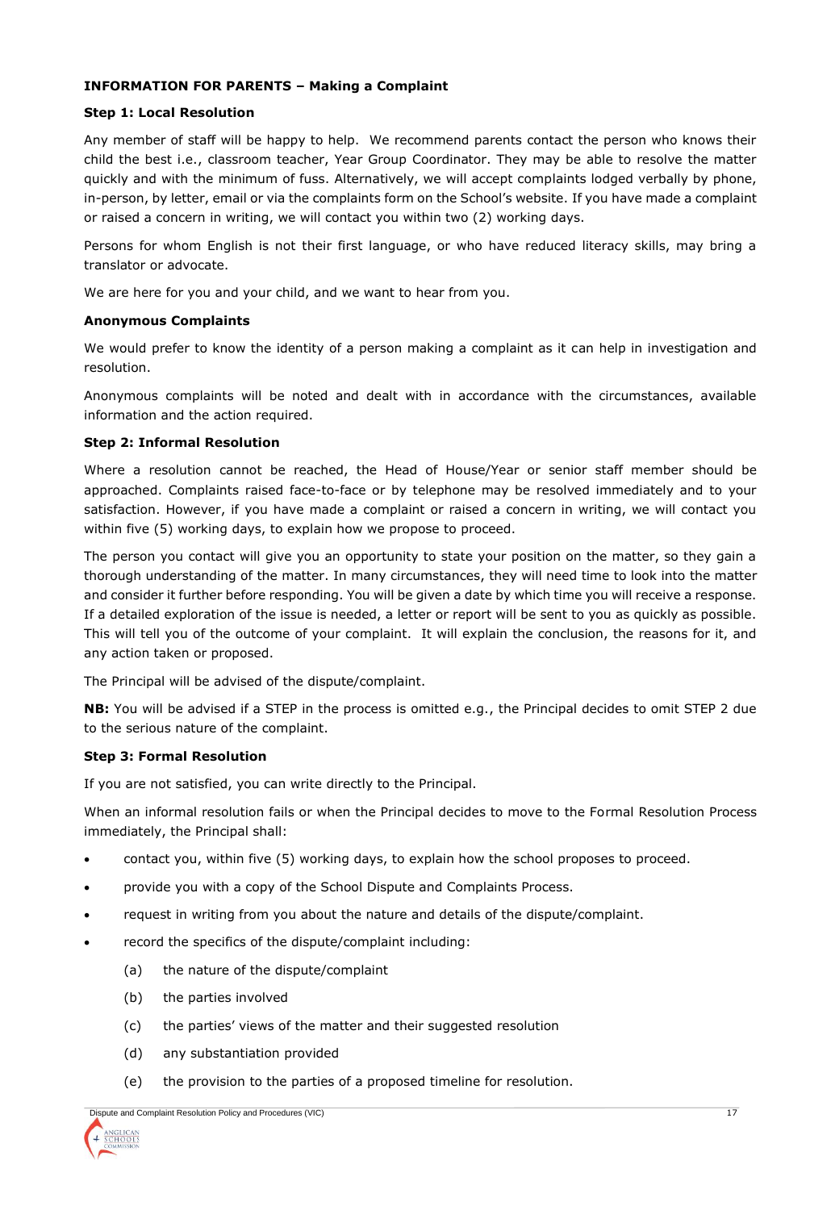**INFORMATION FOR PARENTS – Making a Complaint**

**Step 1: Local Resolution**

Any member of staff will be happy to help. We recommend parents contact the person who knows their child the best i.e., classroom teacher, Year Group Coordinator. They may be able to resolve the matter quickly and with the minimum of fuss. Alternatively, we will accept complaints lodged verbally by phone, in-person, by letter, email or via the complaints form on the School's website. If you have made a complaint or raised a concern in writing, we will contact you within two (2) working days.

Persons for whom English is not their first language, or who have reduced literacy skills, may bring a translator or advocate.

We are here for you and your child, and we want to hear from you.

**Anonymous Complaints**

We would prefer to know the identity of a person making a complaint as it can help in investigation and resolution.

Anonymous complaints will be noted and dealt with in accordance with the circumstances, available information and the action required.

**Step 2: Informal Resolution**

Where a resolution cannot be reached, the Head of House/Year or senior staff member should be approached. Complaints raised face-to-face or by telephone may be resolved immediately and to your satisfaction. However, if you have made a complaint or raised a concern in writing, we will contact you within five (5) working days, to explain how we propose to proceed.

The person you contact will give you an opportunity to state your position on the matter, so they gain a thorough understanding of the matter. In many circumstances, they will need time to look into the matter and consider it further before responding. You will be given a date by which time you will receive a response. If a detailed exploration of the issue is needed, a letter or report will be sent to you as quickly as possible. This will tell you of the outcome of your complaint. It will explain the conclusion, the reasons for it, and any action taken or proposed.

The Principal will be advised of the dispute/complaint.

**NB:** You will be advised if a STEP in the process is omitted e.g., the Principal decides to omit STEP 2 due to the serious nature of the complaint.

**Step 3: Formal Resolution**

If you are not satisfied, you can write directly to the Principal.

When an informal resolution fails or when the Principal decides to move to the Formal Resolution Process immediately, the Principal shall:

- contact you, within five (5) working days, to explain how the school proposes to proceed.
- provide you with a copy of the School Dispute and Complaints Process.
- request in writing from you about the nature and details of the dispute/complaint.
- record the specifics of the dispute/complaint including:
  - (a) the nature of the dispute/complaint
  - (b) the parties involved
  - (c) the parties' views of the matter and their suggested resolution
  - (d) any substantiation provided
  - (e) the provision to the parties of a proposed timeline for resolution.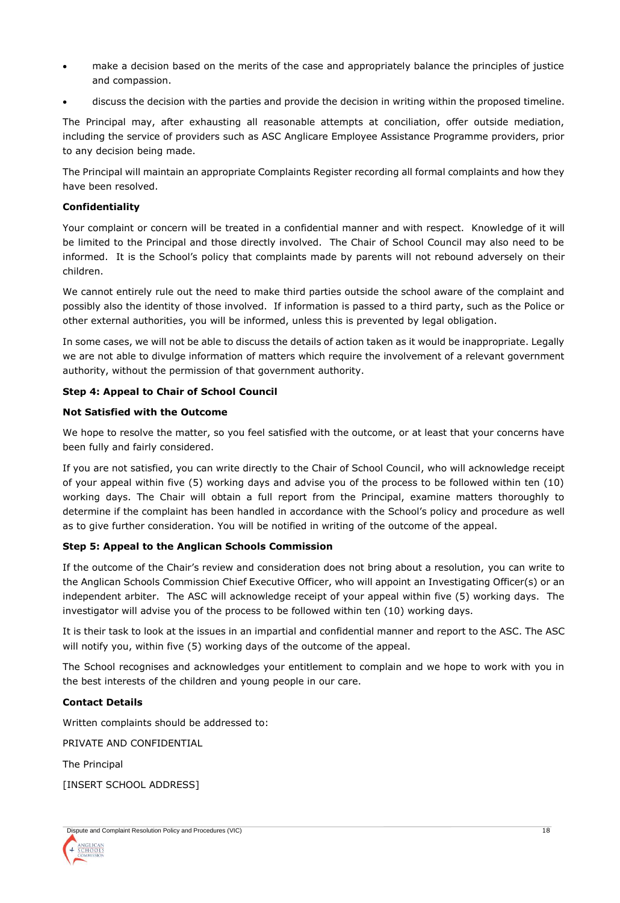- make a decision based on the merits of the case and appropriately balance the principles of justice and compassion.
- discuss the decision with the parties and provide the decision in writing within the proposed timeline.

The Principal may, after exhausting all reasonable attempts at conciliation, offer outside mediation, including the service of providers such as ASC Anglicare Employee Assistance Programme providers, prior to any decision being made.

The Principal will maintain an appropriate Complaints Register recording all formal complaints and how they have been resolved.

**Confidentiality**

Your complaint or concern will be treated in a confidential manner and with respect. Knowledge of it will be limited to the Principal and those directly involved. The Chair of School Council may also need to be informed. It is the School's policy that complaints made by parents will not rebound adversely on their children.

We cannot entirely rule out the need to make third parties outside the school aware of the complaint and possibly also the identity of those involved. If information is passed to a third party, such as the Police or other external authorities, you will be informed, unless this is prevented by legal obligation.

In some cases, we will not be able to discuss the details of action taken as it would be inappropriate. Legally we are not able to divulge information of matters which require the involvement of a relevant government authority, without the permission of that government authority.

**Step 4: Appeal to Chair of School Council**

**Not Satisfied with the Outcome**

We hope to resolve the matter, so you feel satisfied with the outcome, or at least that your concerns have been fully and fairly considered.

If you are not satisfied, you can write directly to the Chair of School Council, who will acknowledge receipt of your appeal within five (5) working days and advise you of the process to be followed within ten (10) working days. The Chair will obtain a full report from the Principal, examine matters thoroughly to determine if the complaint has been handled in accordance with the School's policy and procedure as well as to give further consideration. You will be notified in writing of the outcome of the appeal.

**Step 5: Appeal to the Anglican Schools Commission**

If the outcome of the Chair's review and consideration does not bring about a resolution, you can write to the Anglican Schools Commission Chief Executive Officer, who will appoint an Investigating Officer(s) or an independent arbiter. The ASC will acknowledge receipt of your appeal within five (5) working days. The investigator will advise you of the process to be followed within ten (10) working days.

It is their task to look at the issues in an impartial and confidential manner and report to the ASC. The ASC will notify you, within five (5) working days of the outcome of the appeal.

The School recognises and acknowledges your entitlement to complain and we hope to work with you in the best interests of the children and young people in our care.

**Contact Details**

Written complaints should be addressed to:

PRIVATE AND CONFIDENTIAL

The Principal

[INSERT SCHOOL ADDRESS]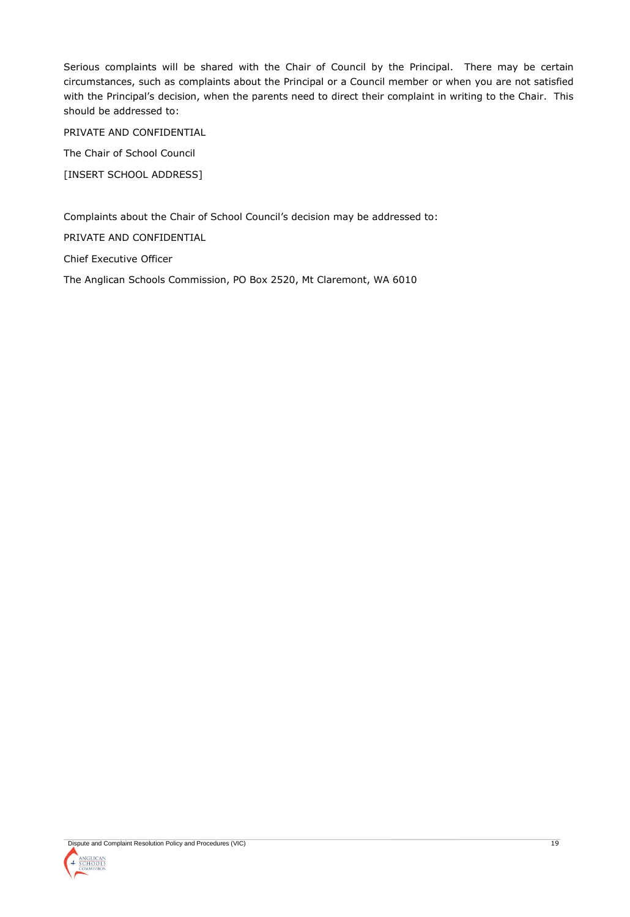Serious complaints will be shared with the Chair of Council by the Principal. There may be certain circumstances, such as complaints about the Principal or a Council member or when you are not satisfied with the Principal's decision, when the parents need to direct their complaint in writing to the Chair. This should be addressed to:

PRIVATE AND CONFIDENTIAL

The Chair of School Council

[INSERT SCHOOL ADDRESS]

Complaints about the Chair of School Council's decision may be addressed to:

PRIVATE AND CONFIDENTIAL

Chief Executive Officer

The Anglican Schools Commission, PO Box 2520, Mt Claremont, WA 6010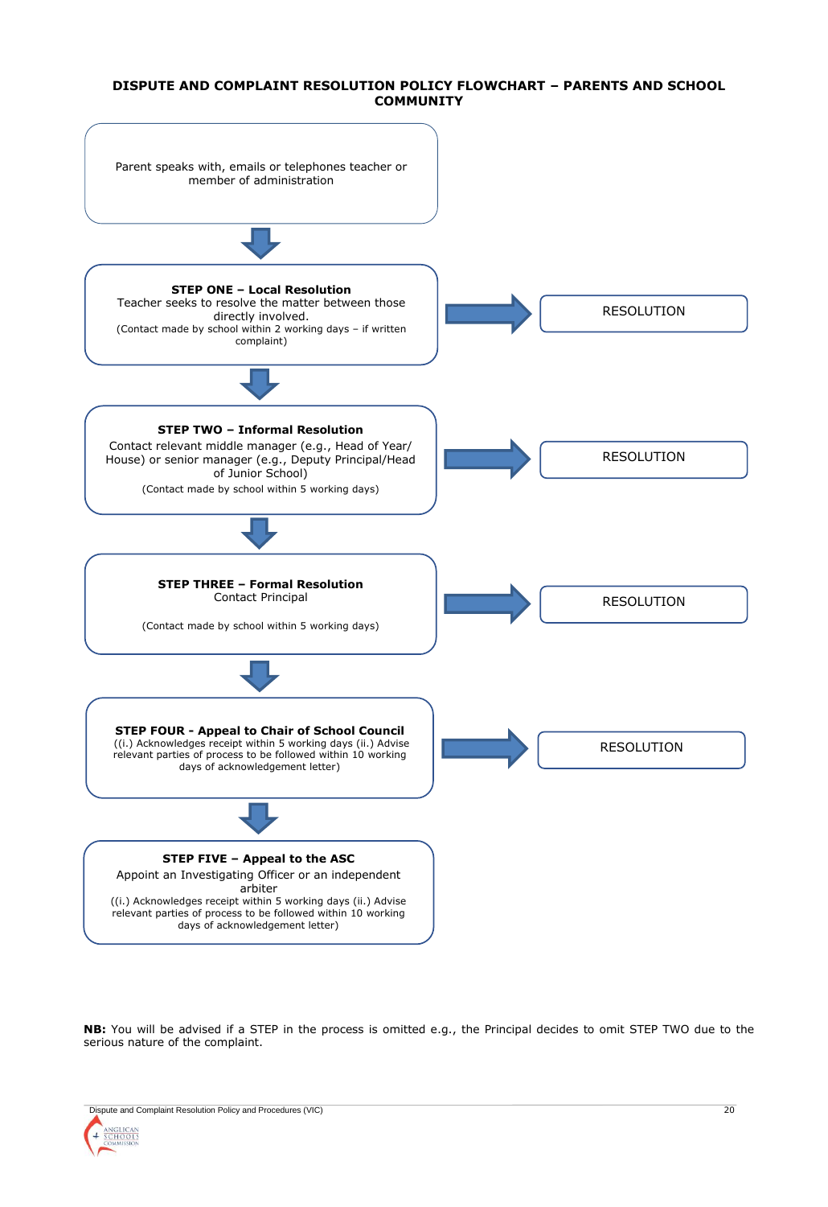# DISPUTE AND COMPLAINT RESOLUTION POLICY FLOWCHART – PARENTS AND SCHOOL COMMUNITY

Parent speaks with, emails or telephones teacher or member of administration

↓

**STEP ONE – Local Resolution**
Teacher seeks to resolve the matter between those directly involved.
(Contact made by school within 2 working days – if written complaint)

→ RESOLUTION

↓

**STEP TWO – Informal Resolution**
Contact relevant middle manager (e.g., Head of Year/ House) or senior manager (e.g., Deputy Principal/Head of Junior School)
(Contact made by school within 5 working days)

→ RESOLUTION

↓

**STEP THREE – Formal Resolution**
Contact Principal

(Contact made by school within 5 working days)

→ RESOLUTION

↓

**STEP FOUR - Appeal to Chair of School Council**
((i.) Acknowledges receipt within 5 working days (ii.) Advise relevant parties of process to be followed within 10 working days of acknowledgement letter)

→ RESOLUTION

↓

**STEP FIVE – Appeal to the ASC**
Appoint an Investigating Officer or an independent arbiter
((i.) Acknowledges receipt within 5 working days (ii.) Advise relevant parties of process to be followed within 10 working days of acknowledgement letter)

**NB:** You will be advised if a STEP in the process is omitted e.g., the Principal decides to omit STEP TWO due to the serious nature of the complaint.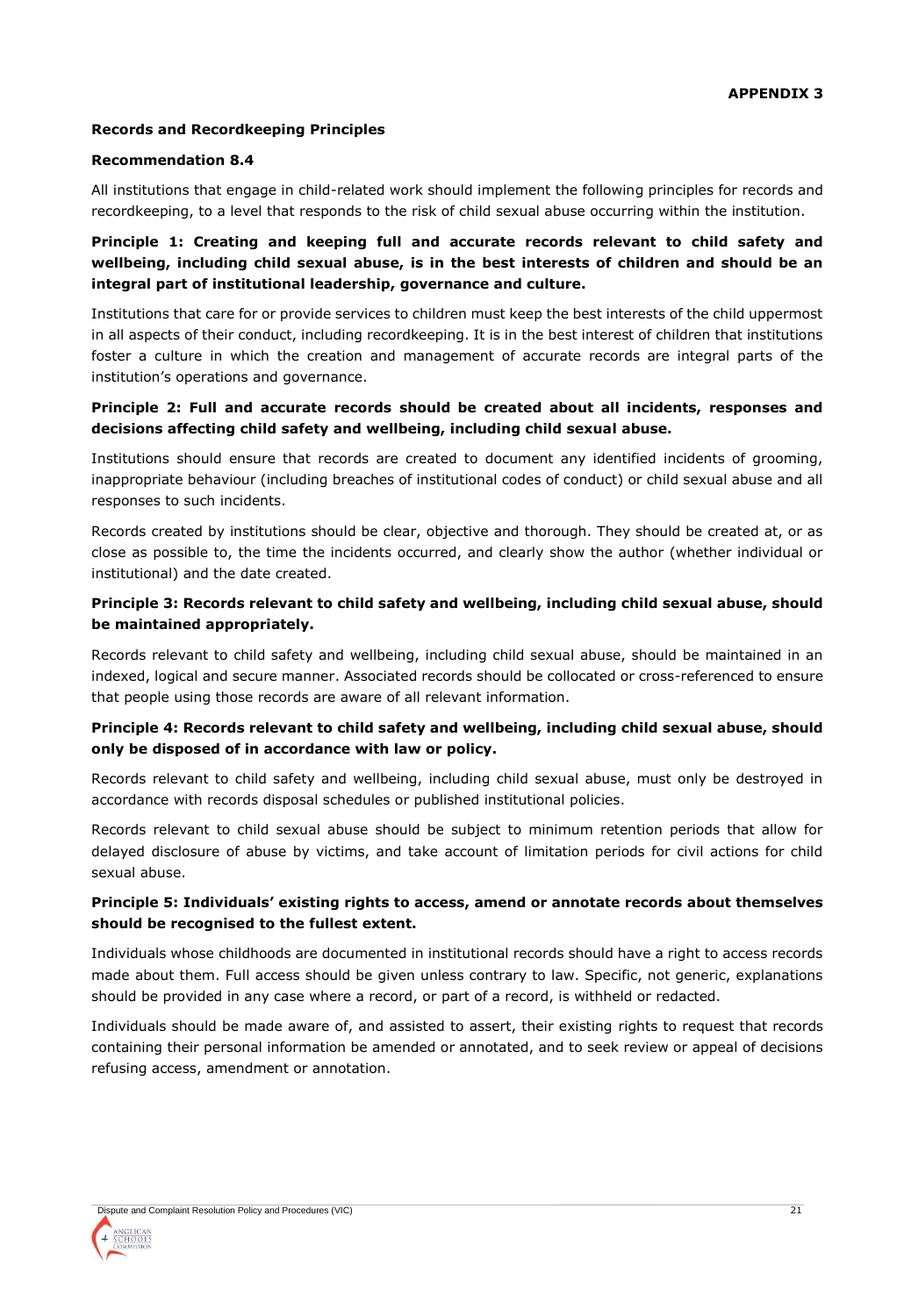**APPENDIX 3**

**Records and Recordkeeping Principles**

**Recommendation 8.4**

All institutions that engage in child-related work should implement the following principles for records and recordkeeping, to a level that responds to the risk of child sexual abuse occurring within the institution.

**Principle 1: Creating and keeping full and accurate records relevant to child safety and wellbeing, including child sexual abuse, is in the best interests of children and should be an integral part of institutional leadership, governance and culture.**

Institutions that care for or provide services to children must keep the best interests of the child uppermost in all aspects of their conduct, including recordkeeping. It is in the best interest of children that institutions foster a culture in which the creation and management of accurate records are integral parts of the institution's operations and governance.

**Principle 2: Full and accurate records should be created about all incidents, responses and decisions affecting child safety and wellbeing, including child sexual abuse.**

Institutions should ensure that records are created to document any identified incidents of grooming, inappropriate behaviour (including breaches of institutional codes of conduct) or child sexual abuse and all responses to such incidents.

Records created by institutions should be clear, objective and thorough. They should be created at, or as close as possible to, the time the incidents occurred, and clearly show the author (whether individual or institutional) and the date created.

**Principle 3: Records relevant to child safety and wellbeing, including child sexual abuse, should be maintained appropriately.**

Records relevant to child safety and wellbeing, including child sexual abuse, should be maintained in an indexed, logical and secure manner. Associated records should be collocated or cross-referenced to ensure that people using those records are aware of all relevant information.

**Principle 4: Records relevant to child safety and wellbeing, including child sexual abuse, should only be disposed of in accordance with law or policy.**

Records relevant to child safety and wellbeing, including child sexual abuse, must only be destroyed in accordance with records disposal schedules or published institutional policies.

Records relevant to child sexual abuse should be subject to minimum retention periods that allow for delayed disclosure of abuse by victims, and take account of limitation periods for civil actions for child sexual abuse.

**Principle 5: Individuals' existing rights to access, amend or annotate records about themselves should be recognised to the fullest extent.**

Individuals whose childhoods are documented in institutional records should have a right to access records made about them. Full access should be given unless contrary to law. Specific, not generic, explanations should be provided in any case where a record, or part of a record, is withheld or redacted.

Individuals should be made aware of, and assisted to assert, their existing rights to request that records containing their personal information be amended or annotated, and to seek review or appeal of decisions refusing access, amendment or annotation.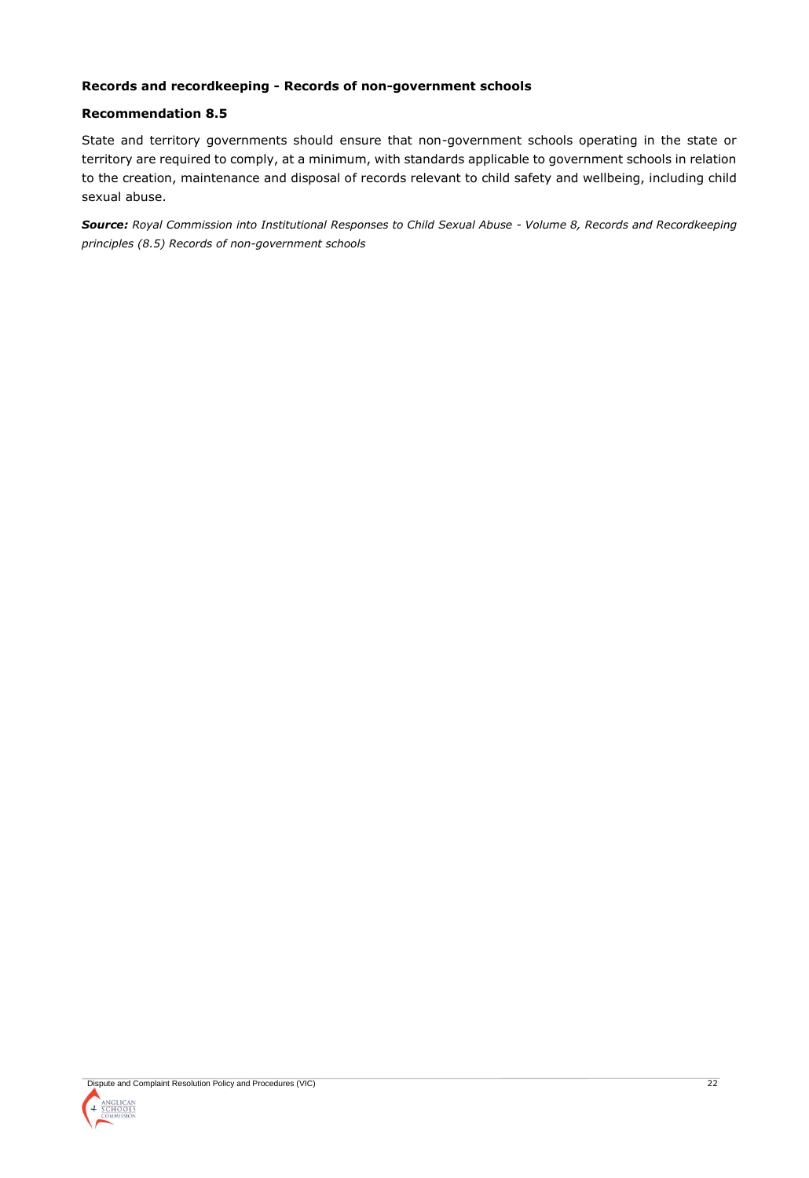**Records and recordkeeping - Records of non-government schools**

**Recommendation 8.5**

State and territory governments should ensure that non-government schools operating in the state or territory are required to comply, at a minimum, with standards applicable to government schools in relation to the creation, maintenance and disposal of records relevant to child safety and wellbeing, including child sexual abuse.

***Source:*** *Royal Commission into Institutional Responses to Child Sexual Abuse - Volume 8, Records and Recordkeeping principles (8.5) Records of non-government schools*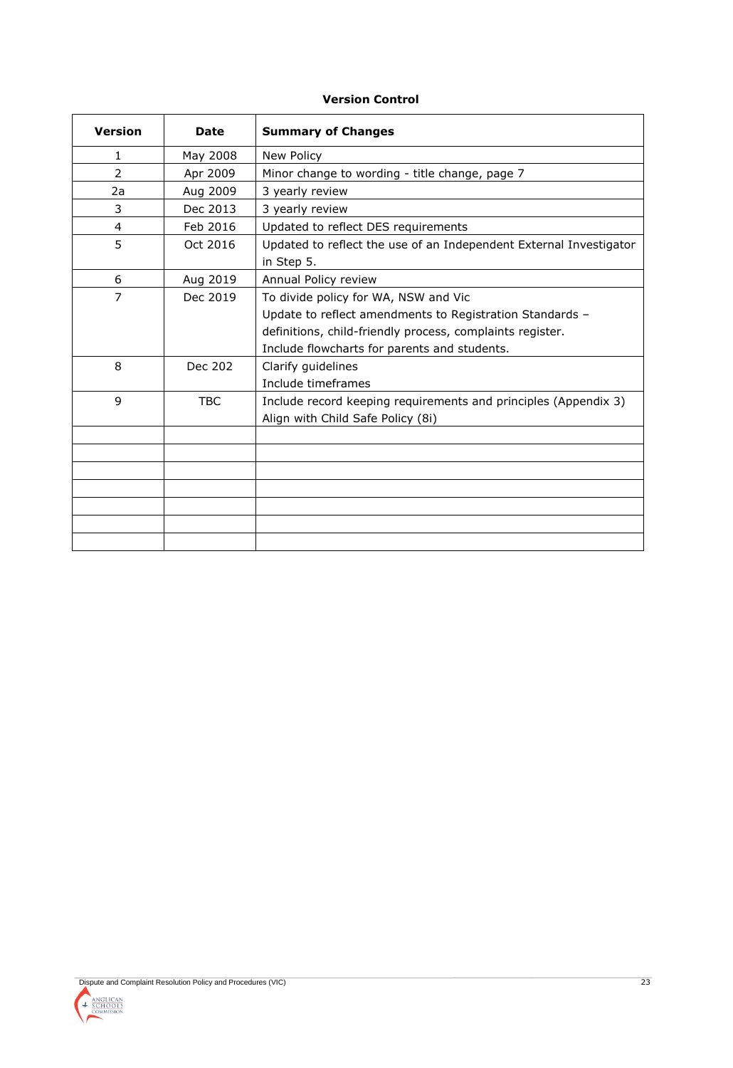**Version Control**

| Version | Date | Summary of Changes |
|---|---|---|
| 1 | May 2008 | New Policy |
| 2 | Apr 2009 | Minor change to wording - title change, page 7 |
| 2a | Aug 2009 | 3 yearly review |
| 3 | Dec 2013 | 3 yearly review |
| 4 | Feb 2016 | Updated to reflect DES requirements |
| 5 | Oct 2016 | Updated to reflect the use of an Independent External Investigator in Step 5. |
| 6 | Aug 2019 | Annual Policy review |
| 7 | Dec 2019 | To divide policy for WA, NSW and Vic<br>Update to reflect amendments to Registration Standards – definitions, child-friendly process, complaints register.<br>Include flowcharts for parents and students. |
| 8 | Dec 202 | Clarify guidelines<br>Include timeframes |
| 9 | TBC | Include record keeping requirements and principles (Appendix 3)<br>Align with Child Safe Policy (8i) |
| | | |
| | | |
| | | |
| | | |
| | | |
| | | |
| | | |